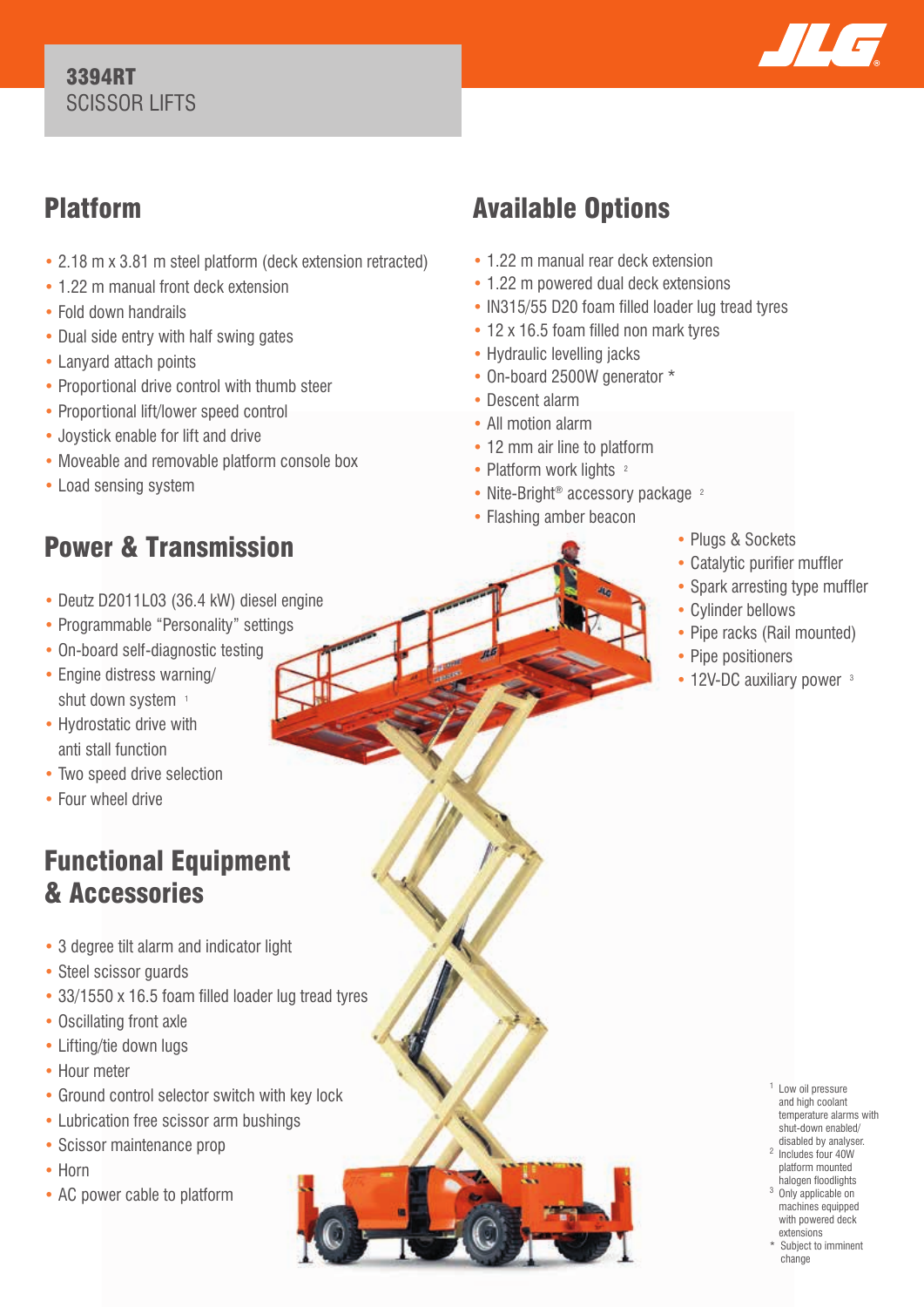# 3394RT
SCISSOR LIFTS

## Platform

- 2.18 m x 3.81 m steel platform (deck extension retracted)
- 1.22 m manual front deck extension
- Fold down handrails
- Dual side entry with half swing gates
- Lanyard attach points
- Proportional drive control with thumb steer
- Proportional lift/lower speed control
- Joystick enable for lift and drive
- Moveable and removable platform console box
- Load sensing system

## Power & Transmission

- Deutz D2011L03 (36.4 kW) diesel engine
- Programmable "Personality" settings
- On-board self-diagnostic testing
- Engine distress warning/ shut down system [1]
- Hydrostatic drive with anti stall function
- Two speed drive selection
- Four wheel drive

## Functional Equipment & Accessories

- 3 degree tilt alarm and indicator light
- Steel scissor guards
- 33/1550 x 16.5 foam filled loader lug tread tyres
- Oscillating front axle
- Lifting/tie down lugs
- Hour meter
- Ground control selector switch with key lock
- Lubrication free scissor arm bushings
- Scissor maintenance prop
- Horn
- AC power cable to platform

## Available Options

- 1.22 m manual rear deck extension
- 1.22 m powered dual deck extensions
- IN315/55 D20 foam filled loader lug tread tyres
- 12 x 16.5 foam filled non mark tyres
- Hydraulic levelling jacks
- On-board 2500W generator *
- Descent alarm
- All motion alarm
- 12 mm air line to platform
- Platform work lights [2]
- Nite-Bright® accessory package [2]
- Flashing amber beacon
- Plugs & Sockets
- Catalytic purifier muffler
- Spark arresting type muffler
- Cylinder bellows
- Pipe racks (Rail mounted)
- Pipe positioners
- 12V-DC auxiliary power [3]

[1] Low oil pressure and high coolant temperature alarms with shut-down enabled/ disabled by analyser.
[2] Includes four 40W platform mounted halogen floodlights
[3] Only applicable on machines equipped with powered deck extensions
\* Subject to imminent change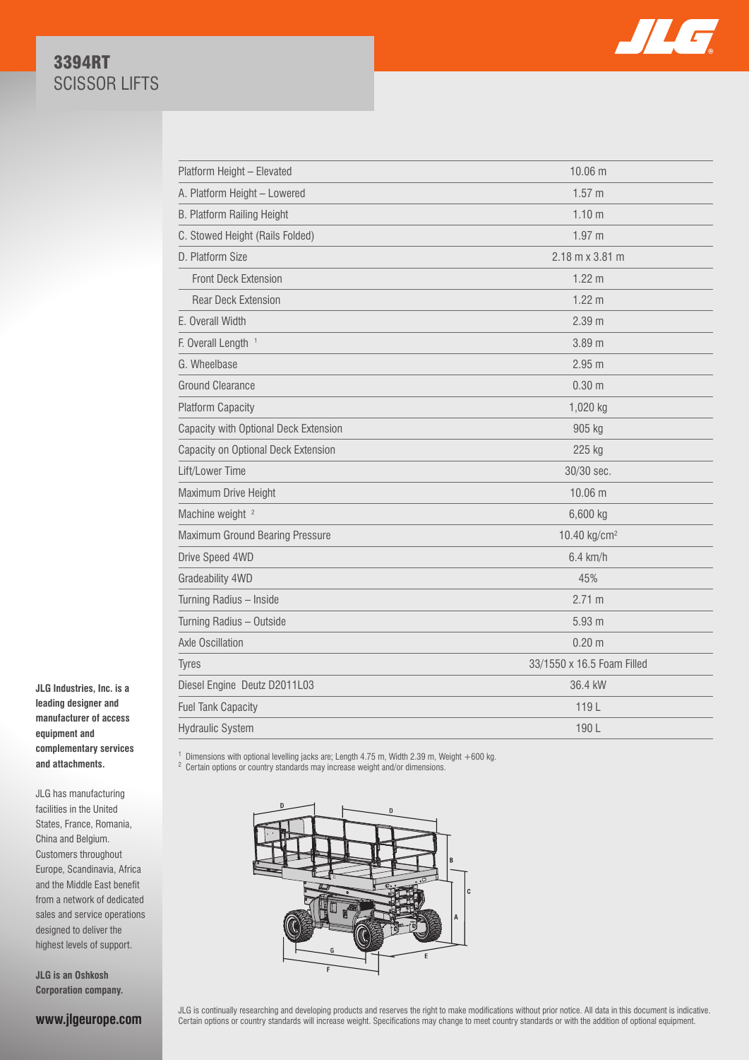# 3394RT
## SCISSOR LIFTS

| | |
|---|---|
| Platform Height – Elevated | 10.06 m |
| A. Platform Height – Lowered | 1.57 m |
| B. Platform Railing Height | 1.10 m |
| C. Stowed Height (Rails Folded) | 1.97 m |
| D. Platform Size | 2.18 m x 3.81 m |
| Front Deck Extension | 1.22 m |
| Rear Deck Extension | 1.22 m |
| E. Overall Width | 2.39 m |
| F. Overall Length [1] | 3.89 m |
| G. Wheelbase | 2.95 m |
| Ground Clearance | 0.30 m |
| Platform Capacity | 1,020 kg |
| Capacity with Optional Deck Extension | 905 kg |
| Capacity on Optional Deck Extension | 225 kg |
| Lift/Lower Time | 30/30 sec. |
| Maximum Drive Height | 10.06 m |
| Machine weight [2] | 6,600 kg |
| Maximum Ground Bearing Pressure | 10.40 kg/cm² |
| Drive Speed 4WD | 6.4 km/h |
| Gradeability 4WD | 45% |
| Turning Radius – Inside | 2.71 m |
| Turning Radius – Outside | 5.93 m |
| Axle Oscillation | 0.20 m |
| Tyres | 33/1550 x 16.5 Foam Filled |
| Diesel Engine Deutz D2011L03 | 36.4 kW |
| Fuel Tank Capacity | 119 L |
| Hydraulic System | 190 L |

[1] Dimensions with optional levelling jacks are; Length 4.75 m, Width 2.39 m, Weight +600 kg.
[2] Certain options or country standards may increase weight and/or dimensions.

D
D
B
C
A
G
E
F

**JLG Industries, Inc. is a leading designer and manufacturer of access equipment and complementary services and attachments.**

JLG has manufacturing facilities in the United States, France, Romania, China and Belgium. Customers throughout Europe, Scandinavia, Africa and the Middle East benefit from a network of dedicated sales and service operations designed to deliver the highest levels of support.

**JLG is an Oshkosh Corporation company.**

**www.jlgeurope.com**

JLG is continually researching and developing products and reserves the right to make modifications without prior notice. All data in this document is indicative. Certain options or country standards will increase weight. Specifications may change to meet country standards or with the addition of optional equipment.